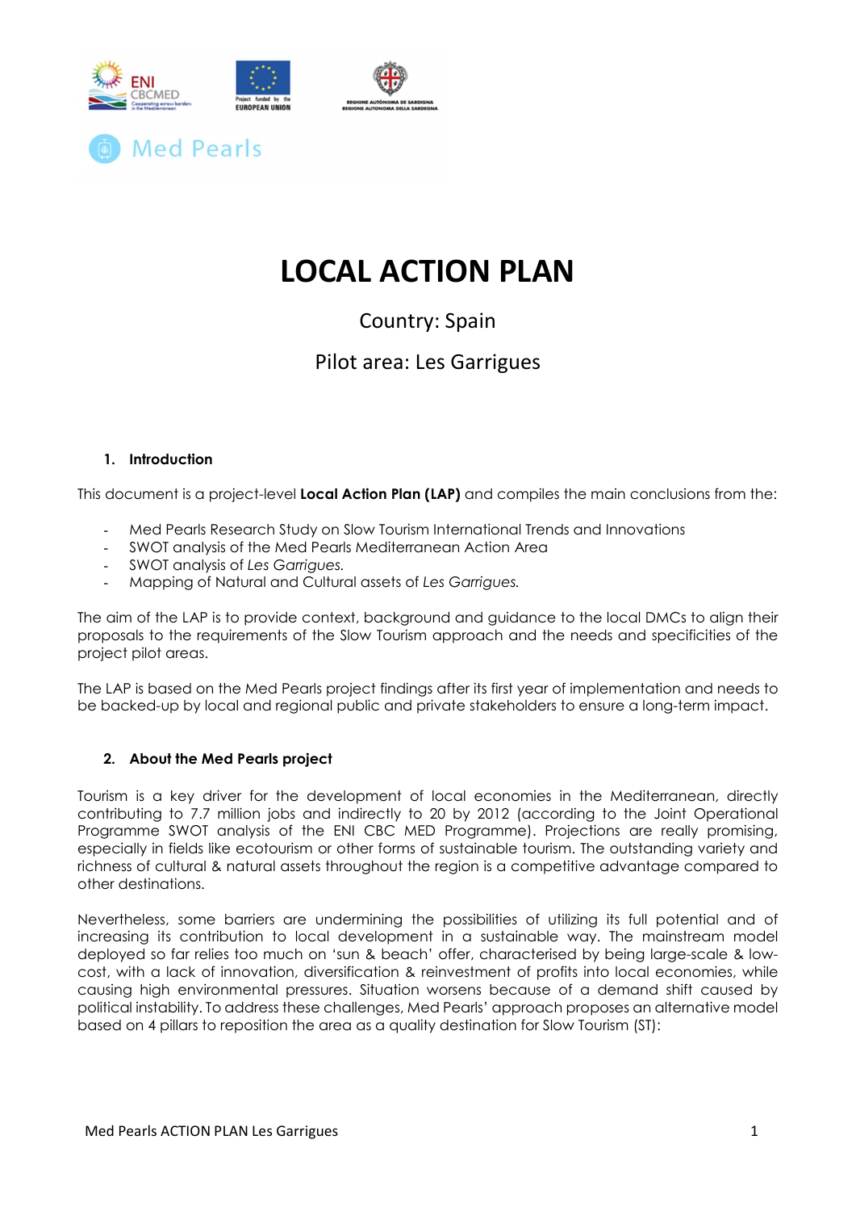Med Pearls

# LOCAL ACTION PLAN

Country: Spain

Pilot area: Les Garrigues

## 1. Introduction

This document is a project-level **Local Action Plan (LAP)** and compiles the main conclusions from the:

- Med Pearls Research Study on Slow Tourism International Trends and Innovations
- SWOT analysis of the Med Pearls Mediterranean Action Area
- SWOT analysis of *Les Garrigues.*
- Mapping of Natural and Cultural assets of *Les Garrigues.*

The aim of the LAP is to provide context, background and guidance to the local DMCs to align their proposals to the requirements of the Slow Tourism approach and the needs and specificities of the project pilot areas.

The LAP is based on the Med Pearls project findings after its first year of implementation and needs to be backed-up by local and regional public and private stakeholders to ensure a long-term impact.

## 2. About the Med Pearls project

Tourism is a key driver for the development of local economies in the Mediterranean, directly contributing to 7.7 million jobs and indirectly to 20 by 2012 (according to the Joint Operational Programme SWOT analysis of the ENI CBC MED Programme). Projections are really promising, especially in fields like ecotourism or other forms of sustainable tourism. The outstanding variety and richness of cultural & natural assets throughout the region is a competitive advantage compared to other destinations.

Nevertheless, some barriers are undermining the possibilities of utilizing its full potential and of increasing its contribution to local development in a sustainable way. The mainstream model deployed so far relies too much on 'sun & beach' offer, characterised by being large-scale & low-cost, with a lack of innovation, diversification & reinvestment of profits into local economies, while causing high environmental pressures. Situation worsens because of a demand shift caused by political instability. To address these challenges, Med Pearls' approach proposes an alternative model based on 4 pillars to reposition the area as a quality destination for Slow Tourism (ST):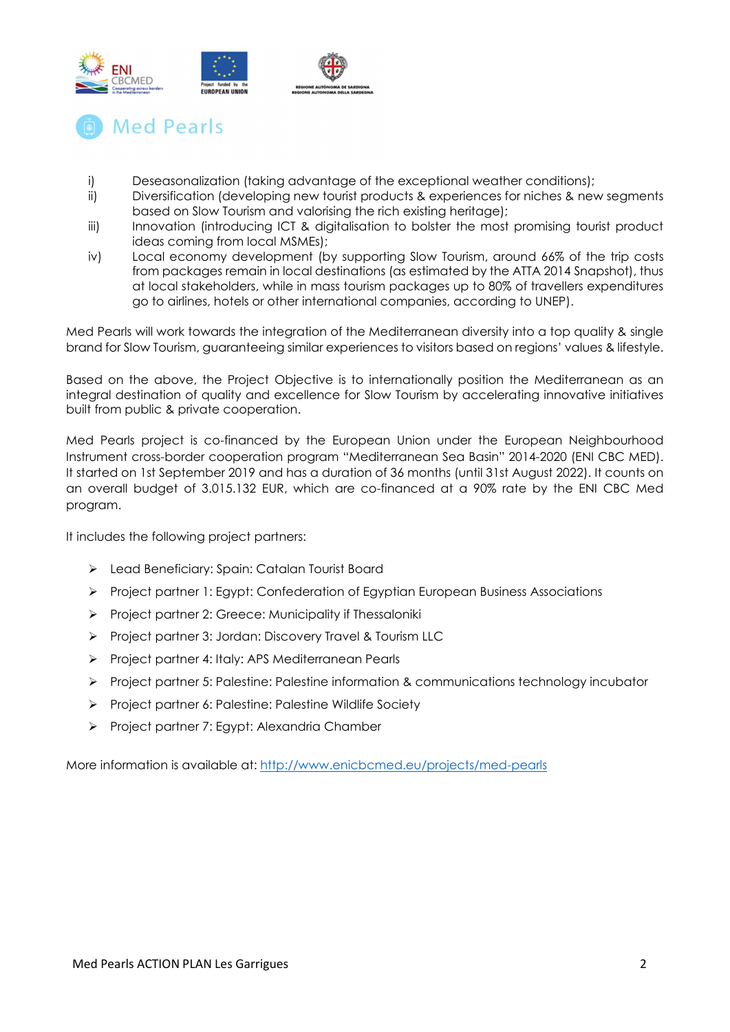i) Deseasonalization (taking advantage of the exceptional weather conditions);
ii) Diversification (developing new tourist products & experiences for niches & new segments based on Slow Tourism and valorising the rich existing heritage);
iii) Innovation (introducing ICT & digitalisation to bolster the most promising tourist product ideas coming from local MSMEs);
iv) Local economy development (by supporting Slow Tourism, around 66% of the trip costs from packages remain in local destinations (as estimated by the ATTA 2014 Snapshot), thus at local stakeholders, while in mass tourism packages up to 80% of travellers expenditures go to airlines, hotels or other international companies, according to UNEP).

Med Pearls will work towards the integration of the Mediterranean diversity into a top quality & single brand for Slow Tourism, guaranteeing similar experiences to visitors based on regions' values & lifestyle.

Based on the above, the Project Objective is to internationally position the Mediterranean as an integral destination of quality and excellence for Slow Tourism by accelerating innovative initiatives built from public & private cooperation.

Med Pearls project is co-financed by the European Union under the European Neighbourhood Instrument cross-border cooperation program "Mediterranean Sea Basin" 2014-2020 (ENI CBC MED). It started on 1st September 2019 and has a duration of 36 months (until 31st August 2022). It counts on an overall budget of 3.015.132 EUR, which are co-financed at a 90% rate by the ENI CBC Med program.

It includes the following project partners:

- Lead Beneficiary: Spain: Catalan Tourist Board
- Project partner 1: Egypt: Confederation of Egyptian European Business Associations
- Project partner 2: Greece: Municipality if Thessaloniki
- Project partner 3: Jordan: Discovery Travel & Tourism LLC
- Project partner 4: Italy: APS Mediterranean Pearls
- Project partner 5: Palestine: Palestine information & communications technology incubator
- Project partner 6: Palestine: Palestine Wildlife Society
- Project partner 7: Egypt: Alexandria Chamber

More information is available at: http://www.enicbcmed.eu/projects/med-pearls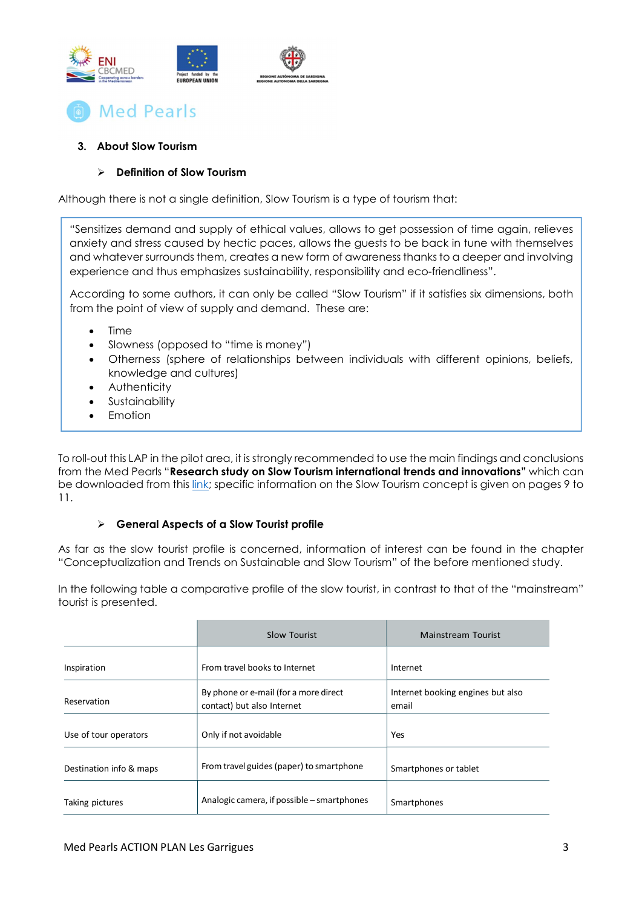## 3. About Slow Tourism

### ➢ Definition of Slow Tourism

Although there is not a single definition, Slow Tourism is a type of tourism that:

"Sensitizes demand and supply of ethical values, allows to get possession of time again, relieves anxiety and stress caused by hectic paces, allows the guests to be back in tune with themselves and whatever surrounds them, creates a new form of awareness thanks to a deeper and involving experience and thus emphasizes sustainability, responsibility and eco-friendliness".

According to some authors, it can only be called "Slow Tourism" if it satisfies six dimensions, both from the point of view of supply and demand. These are:

- Time
- Slowness (opposed to "time is money")
- Otherness (sphere of relationships between individuals with different opinions, beliefs, knowledge and cultures)
- Authenticity
- Sustainability
- Emotion

To roll-out this LAP in the pilot area, it is strongly recommended to use the main findings and conclusions from the Med Pearls "**Research study on Slow Tourism international trends and innovations"** which can be downloaded from this link; specific information on the Slow Tourism concept is given on pages 9 to 11.

### ➢ General Aspects of a Slow Tourist profile

As far as the slow tourist profile is concerned, information of interest can be found in the chapter "Conceptualization and Trends on Sustainable and Slow Tourism" of the before mentioned study.

In the following table a comparative profile of the slow tourist, in contrast to that of the "mainstream" tourist is presented.

| | Slow Tourist | Mainstream Tourist |
|---|---|---|
| Inspiration | From travel books to Internet | Internet |
| Reservation | By phone or e-mail (for a more direct contact) but also Internet | Internet booking engines but also email |
| Use of tour operators | Only if not avoidable | Yes |
| Destination info & maps | From travel guides (paper) to smartphone | Smartphones or tablet |
| Taking pictures | Analogic camera, if possible – smartphones | Smartphones |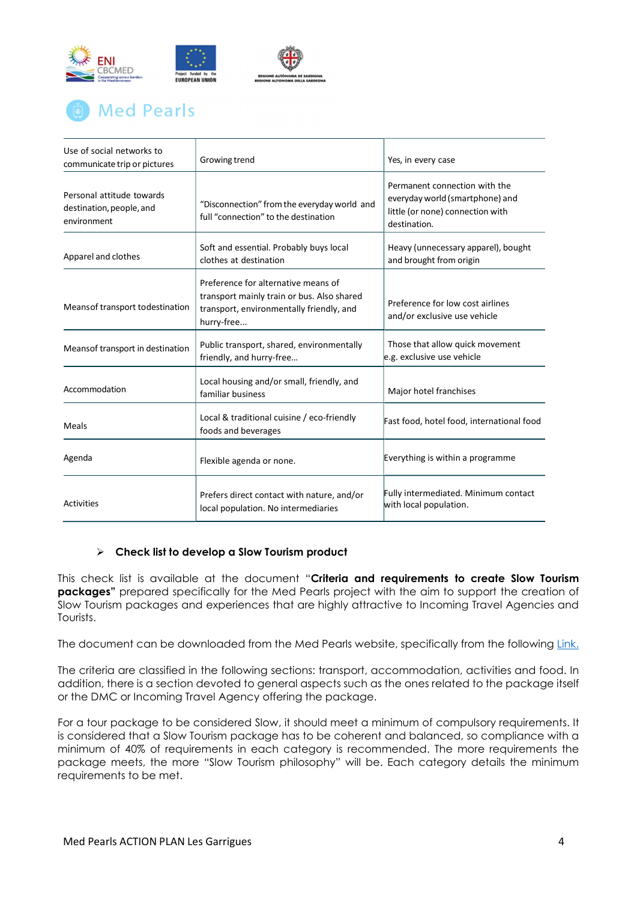| | | |
|---|---|---|
| Use of social networks to communicate trip or pictures | Growing trend | Yes, in every case |
| Personal attitude towards destination, people, and environment | "Disconnection" from the everyday world and full "connection" to the destination | Permanent connection with the everyday world (smartphone) and little (or none) connection with destination. |
| Apparel and clothes | Soft and essential. Probably buys local clothes at destination | Heavy (unnecessary apparel), bought and brought from origin |
| Meansof transport todestination | Preference for alternative means of transport mainly train or bus. Also shared transport, environmentally friendly, and hurry-free... | Preference for low cost airlines and/or exclusive use vehicle |
| Meansof transport in destination | Public transport, shared, environmentally friendly, and hurry-free... | Those that allow quick movement e.g. exclusive use vehicle |
| Accommodation | Local housing and/or small, friendly, and familiar business | Major hotel franchises |
| Meals | Local & traditional cuisine / eco-friendly foods and beverages | Fast food, hotel food, international food |
| Agenda | Flexible agenda or none. | Everything is within a programme |
| Activities | Prefers direct contact with nature, and/or local population. No intermediaries | Fully intermediated. Minimum contact with local population. |

- **Check list to develop a Slow Tourism product**

This check list is available at the document "**Criteria and requirements to create Slow Tourism packages"** prepared specifically for the Med Pearls project with the aim to support the creation of Slow Tourism packages and experiences that are highly attractive to Incoming Travel Agencies and Tourists.

The document can be downloaded from the Med Pearls website, specifically from the following Link.

The criteria are classified in the following sections: transport, accommodation, activities and food. In addition, there is a section devoted to general aspects such as the ones related to the package itself or the DMC or Incoming Travel Agency offering the package.

For a tour package to be considered Slow, it should meet a minimum of compulsory requirements. It is considered that a Slow Tourism package has to be coherent and balanced, so compliance with a minimum of 40% of requirements in each category is recommended. The more requirements the package meets, the more "Slow Tourism philosophy" will be. Each category details the minimum requirements to be met.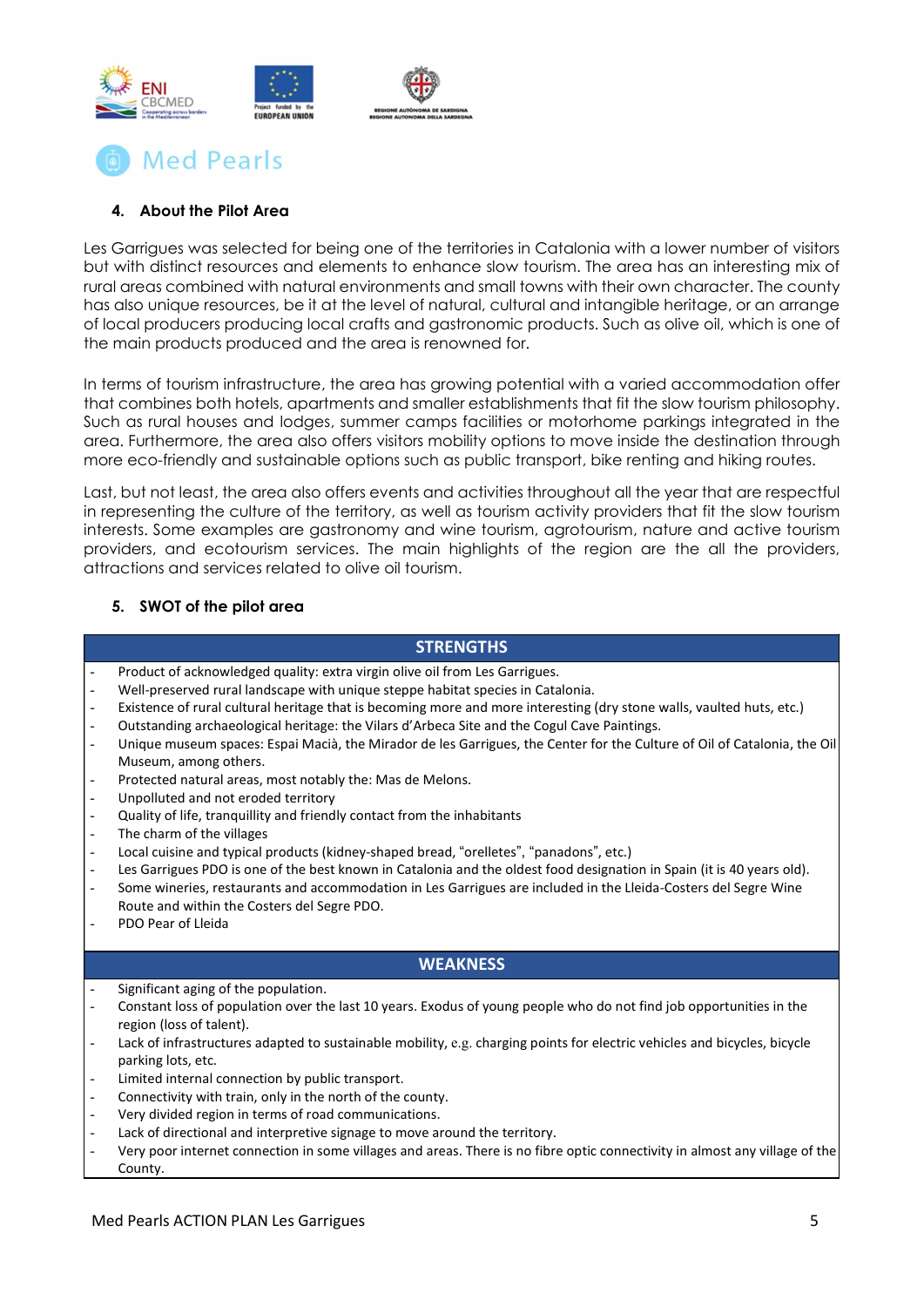## 4. About the Pilot Area

Les Garrigues was selected for being one of the territories in Catalonia with a lower number of visitors but with distinct resources and elements to enhance slow tourism. The area has an interesting mix of rural areas combined with natural environments and small towns with their own character. The county has also unique resources, be it at the level of natural, cultural and intangible heritage, or an arrange of local producers producing local crafts and gastronomic products. Such as olive oil, which is one of the main products produced and the area is renowned for.

In terms of tourism infrastructure, the area has growing potential with a varied accommodation offer that combines both hotels, apartments and smaller establishments that fit the slow tourism philosophy. Such as rural houses and lodges, summer camps facilities or motorhome parkings integrated in the area. Furthermore, the area also offers visitors mobility options to move inside the destination through more eco-friendly and sustainable options such as public transport, bike renting and hiking routes.

Last, but not least, the area also offers events and activities throughout all the year that are respectful in representing the culture of the territory, as well as tourism activity providers that fit the slow tourism interests. Some examples are gastronomy and wine tourism, agrotourism, nature and active tourism providers, and ecotourism services. The main highlights of the region are the all the providers, attractions and services related to olive oil tourism.

## 5. SWOT of the pilot area

| STRENGTHS |
|---|
| - Product of acknowledged quality: extra virgin olive oil from Les Garrigues.<br>- Well-preserved rural landscape with unique steppe habitat species in Catalonia.<br>- Existence of rural cultural heritage that is becoming more and more interesting (dry stone walls, vaulted huts, etc.)<br>- Outstanding archaeological heritage: the Vilars d'Arbeca Site and the Cogul Cave Paintings.<br>- Unique museum spaces: Espai Macià, the Mirador de les Garrigues, the Center for the Culture of Oil of Catalonia, the Oil Museum, among others.<br>- Protected natural areas, most notably the: Mas de Melons.<br>- Unpolluted and not eroded territory<br>- Quality of life, tranquillity and friendly contact from the inhabitants<br>- The charm of the villages<br>- Local cuisine and typical products (kidney-shaped bread, "orelletes", "panadons", etc.)<br>- Les Garrigues PDO is one of the best known in Catalonia and the oldest food designation in Spain (it is 40 years old).<br>- Some wineries, restaurants and accommodation in Les Garrigues are included in the Lleida-Costers del Segre Wine Route and within the Costers del Segre PDO.<br>- PDO Pear of Lleida |

| WEAKNESS |
|---|
| - Significant aging of the population.<br>- Constant loss of population over the last 10 years. Exodus of young people who do not find job opportunities in the region (loss of talent).<br>- Lack of infrastructures adapted to sustainable mobility, e.g. charging points for electric vehicles and bicycles, bicycle parking lots, etc.<br>- Limited internal connection by public transport.<br>- Connectivity with train, only in the north of the county.<br>- Very divided region in terms of road communications.<br>- Lack of directional and interpretive signage to move around the territory.<br>- Very poor internet connection in some villages and areas. There is no fibre optic connectivity in almost any village of the County. |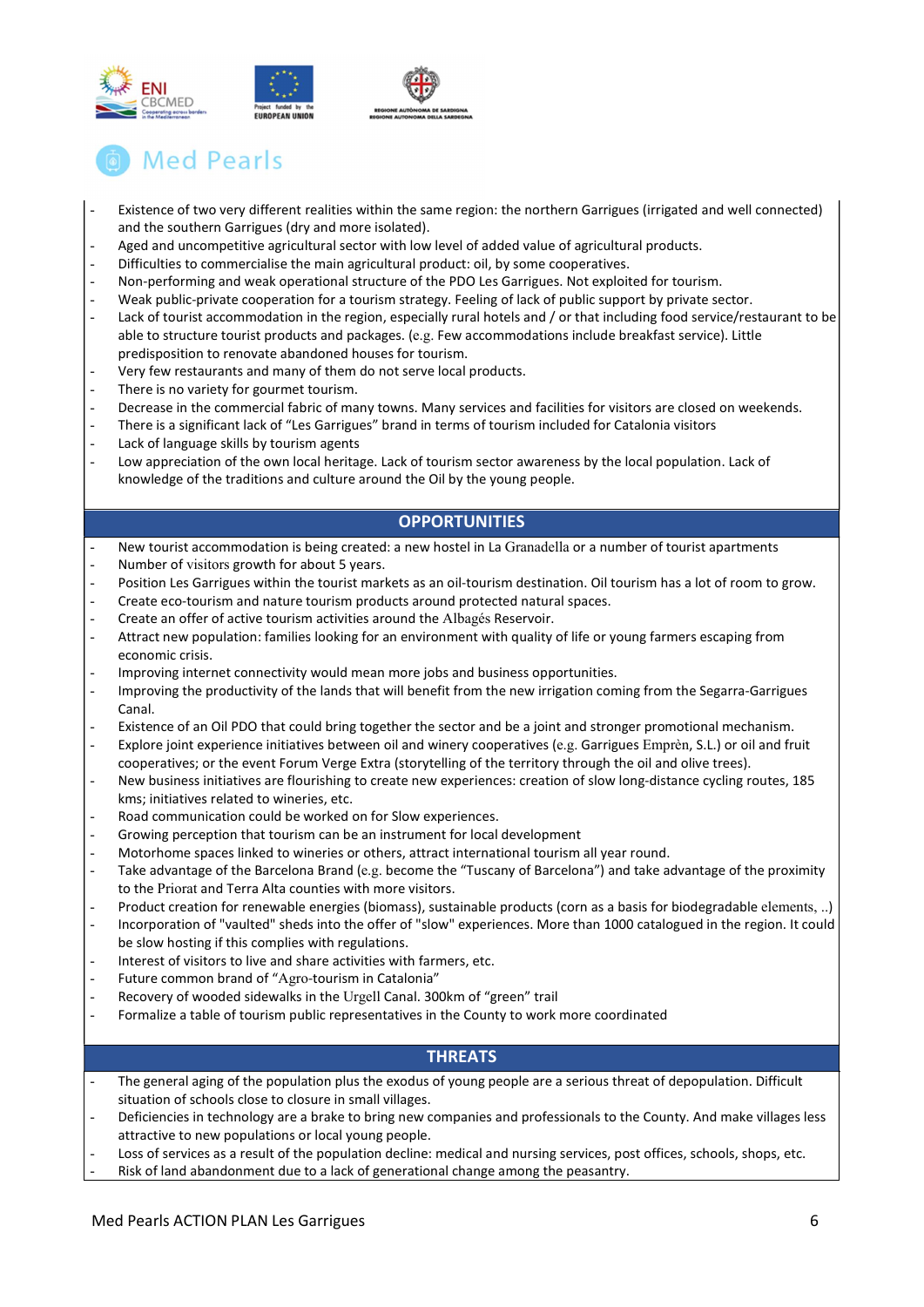- Existence of two very different realities within the same region: the northern Garrigues (irrigated and well connected) and the southern Garrigues (dry and more isolated).
- Aged and uncompetitive agricultural sector with low level of added value of agricultural products.
- Difficulties to commercialise the main agricultural product: oil, by some cooperatives.
- Non-performing and weak operational structure of the PDO Les Garrigues. Not exploited for tourism.
- Weak public-private cooperation for a tourism strategy. Feeling of lack of public support by private sector.
- Lack of tourist accommodation in the region, especially rural hotels and / or that including food service/restaurant to be able to structure tourist products and packages. (e.g. Few accommodations include breakfast service). Little predisposition to renovate abandoned houses for tourism.
- Very few restaurants and many of them do not serve local products.
- There is no variety for gourmet tourism.
- Decrease in the commercial fabric of many towns. Many services and facilities for visitors are closed on weekends.
- There is a significant lack of "Les Garrigues" brand in terms of tourism included for Catalonia visitors
- Lack of language skills by tourism agents
- Low appreciation of the own local heritage. Lack of tourism sector awareness by the local population. Lack of knowledge of the traditions and culture around the Oil by the young people.

## OPPORTUNITIES

- New tourist accommodation is being created: a new hostel in La Granadella or a number of tourist apartments
- Number of visitors growth for about 5 years.
- Position Les Garrigues within the tourist markets as an oil-tourism destination. Oil tourism has a lot of room to grow.
- Create eco-tourism and nature tourism products around protected natural spaces.
- Create an offer of active tourism activities around the Albagés Reservoir.
- Attract new population: families looking for an environment with quality of life or young farmers escaping from economic crisis.
- Improving internet connectivity would mean more jobs and business opportunities.
- Improving the productivity of the lands that will benefit from the new irrigation coming from the Segarra-Garrigues Canal.
- Existence of an Oil PDO that could bring together the sector and be a joint and stronger promotional mechanism.
- Explore joint experience initiatives between oil and winery cooperatives (e.g. Garrigues Emprèn, S.L.) or oil and fruit cooperatives; or the event Forum Verge Extra (storytelling of the territory through the oil and olive trees).
- New business initiatives are flourishing to create new experiences: creation of slow long-distance cycling routes, 185 kms; initiatives related to wineries, etc.
- Road communication could be worked on for Slow experiences.
- Growing perception that tourism can be an instrument for local development
- Motorhome spaces linked to wineries or others, attract international tourism all year round.
- Take advantage of the Barcelona Brand (e.g. become the "Tuscany of Barcelona") and take advantage of the proximity to the Priorat and Terra Alta counties with more visitors.
- Product creation for renewable energies (biomass), sustainable products (corn as a basis for biodegradable elements, ..)
- Incorporation of "vaulted" sheds into the offer of "slow" experiences. More than 1000 catalogued in the region. It could be slow hosting if this complies with regulations.
- Interest of visitors to live and share activities with farmers, etc.
- Future common brand of "Agro-tourism in Catalonia"
- Recovery of wooded sidewalks in the Urgell Canal. 300km of "green" trail
- Formalize a table of tourism public representatives in the County to work more coordinated

## THREATS

- The general aging of the population plus the exodus of young people are a serious threat of depopulation. Difficult situation of schools close to closure in small villages.
- Deficiencies in technology are a brake to bring new companies and professionals to the County. And make villages less attractive to new populations or local young people.
- Loss of services as a result of the population decline: medical and nursing services, post offices, schools, shops, etc.
- Risk of land abandonment due to a lack of generational change among the peasantry.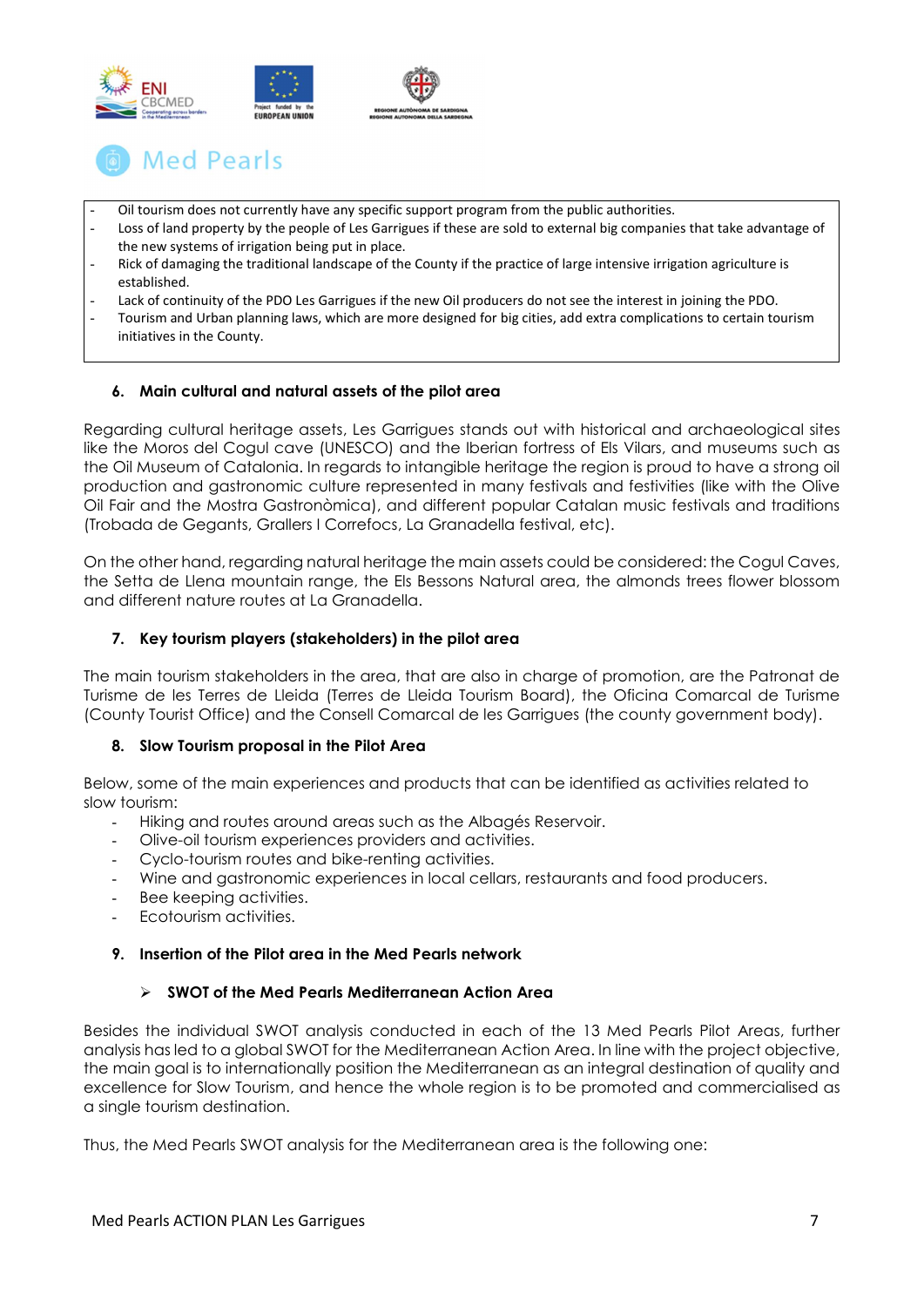- Oil tourism does not currently have any specific support program from the public authorities.
- Loss of land property by the people of Les Garrigues if these are sold to external big companies that take advantage of the new systems of irrigation being put in place.
- Rick of damaging the traditional landscape of the County if the practice of large intensive irrigation agriculture is established.
- Lack of continuity of the PDO Les Garrigues if the new Oil producers do not see the interest in joining the PDO.
- Tourism and Urban planning laws, which are more designed for big cities, add extra complications to certain tourism initiatives in the County.

## 6. Main cultural and natural assets of the pilot area

Regarding cultural heritage assets, Les Garrigues stands out with historical and archaeological sites like the Moros del Cogul cave (UNESCO) and the Iberian fortress of Els Vilars, and museums such as the Oil Museum of Catalonia. In regards to intangible heritage the region is proud to have a strong oil production and gastronomic culture represented in many festivals and festivities (like with the Olive Oil Fair and the Mostra Gastronòmica), and different popular Catalan music festivals and traditions (Trobada de Gegants, Grallers I Correfocs, La Granadella festival, etc).

On the other hand, regarding natural heritage the main assets could be considered: the Cogul Caves, the Setta de Llena mountain range, the Els Bessons Natural area, the almonds trees flower blossom and different nature routes at La Granadella.

## 7. Key tourism players (stakeholders) in the pilot area

The main tourism stakeholders in the area, that are also in charge of promotion, are the Patronat de Turisme de les Terres de Lleida (Terres de Lleida Tourism Board), the Oficina Comarcal de Turisme (County Tourist Office) and the Consell Comarcal de les Garrigues (the county government body).

## 8. Slow Tourism proposal in the Pilot Area

Below, some of the main experiences and products that can be identified as activities related to slow tourism:

- Hiking and routes around areas such as the Albagés Reservoir.
- Olive-oil tourism experiences providers and activities.
- Cyclo-tourism routes and bike-renting activities.
- Wine and gastronomic experiences in local cellars, restaurants and food producers.
- Bee keeping activities.
- Ecotourism activities.

## 9. Insertion of the Pilot area in the Med Pearls network

### SWOT of the Med Pearls Mediterranean Action Area

Besides the individual SWOT analysis conducted in each of the 13 Med Pearls Pilot Areas, further analysis has led to a global SWOT for the Mediterranean Action Area. In line with the project objective, the main goal is to internationally position the Mediterranean as an integral destination of quality and excellence for Slow Tourism, and hence the whole region is to be promoted and commercialised as a single tourism destination.

Thus, the Med Pearls SWOT analysis for the Mediterranean area is the following one: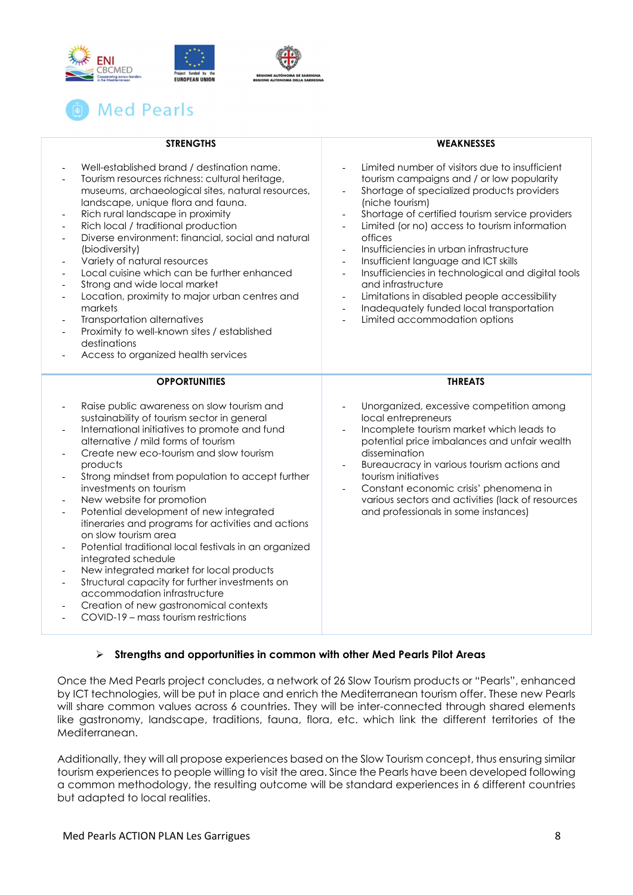Med Pearls

| STRENGTHS | WEAKNESSES |
|---|---|
| - Well-established brand / destination name.<br>- Tourism resources richness: cultural heritage, museums, archaeological sites, natural resources, landscape, unique flora and fauna.<br>- Rich rural landscape in proximity<br>- Rich local / traditional production<br>- Diverse environment: financial, social and natural (biodiversity)<br>- Variety of natural resources<br>- Local cuisine which can be further enhanced<br>- Strong and wide local market<br>- Location, proximity to major urban centres and markets<br>- Transportation alternatives<br>- Proximity to well-known sites / established destinations<br>- Access to organized health services | - Limited number of visitors due to insufficient tourism campaigns and / or low popularity<br>- Shortage of specialized products providers (niche tourism)<br>- Shortage of certified tourism service providers<br>- Limited (or no) access to tourism information offices<br>- Insufficiencies in urban infrastructure<br>- Insufficient language and ICT skills<br>- Insufficiencies in technological and digital tools and infrastructure<br>- Limitations in disabled people accessibility<br>- Inadequately funded local transportation<br>- Limited accommodation options |
| **OPPORTUNITIES** | **THREATS** |
| - Raise public awareness on slow tourism and sustainability of tourism sector in general<br>- International initiatives to promote and fund alternative / mild forms of tourism<br>- Create new eco-tourism and slow tourism products<br>- Strong mindset from population to accept further investments on tourism<br>- New website for promotion<br>- Potential development of new integrated itineraries and programs for activities and actions on slow tourism area<br>- Potential traditional local festivals in an organized integrated schedule<br>- New integrated market for local products<br>- Structural capacity for further investments on accommodation infrastructure<br>- Creation of new gastronomical contexts<br>- COVID-19 – mass tourism restrictions | - Unorganized, excessive competition among local entrepreneurs<br>- Incomplete tourism market which leads to potential price imbalances and unfair wealth dissemination<br>- Bureaucracy in various tourism actions and tourism initiatives<br>- Constant economic crisis' phenomena in various sectors and activities (lack of resources and professionals in some instances) |

### ➢ Strengths and opportunities in common with other Med Pearls Pilot Areas

Once the Med Pearls project concludes, a network of 26 Slow Tourism products or "Pearls", enhanced by ICT technologies, will be put in place and enrich the Mediterranean tourism offer. These new Pearls will share common values across 6 countries. They will be inter-connected through shared elements like gastronomy, landscape, traditions, fauna, flora, etc. which link the different territories of the Mediterranean.

Additionally, they will all propose experiences based on the Slow Tourism concept, thus ensuring similar tourism experiences to people willing to visit the area. Since the Pearls have been developed following a common methodology, the resulting outcome will be standard experiences in 6 different countries but adapted to local realities.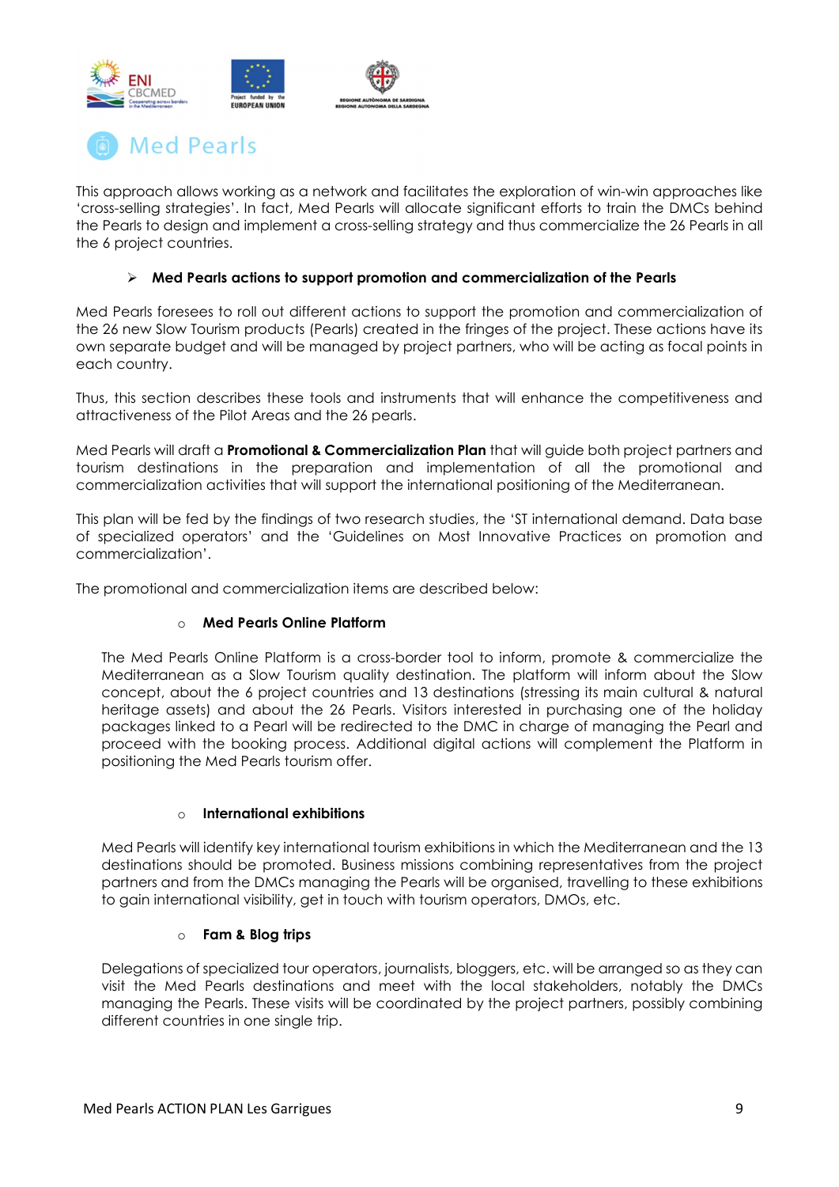This approach allows working as a network and facilitates the exploration of win-win approaches like 'cross-selling strategies'. In fact, Med Pearls will allocate significant efforts to train the DMCs behind the Pearls to design and implement a cross-selling strategy and thus commercialize the 26 Pearls in all the 6 project countries.

- **Med Pearls actions to support promotion and commercialization of the Pearls**

Med Pearls foresees to roll out different actions to support the promotion and commercialization of the 26 new Slow Tourism products (Pearls) created in the fringes of the project. These actions have its own separate budget and will be managed by project partners, who will be acting as focal points in each country.

Thus, this section describes these tools and instruments that will enhance the competitiveness and attractiveness of the Pilot Areas and the 26 pearls.

Med Pearls will draft a **Promotional & Commercialization Plan** that will guide both project partners and tourism destinations in the preparation and implementation of all the promotional and commercialization activities that will support the international positioning of the Mediterranean.

This plan will be fed by the findings of two research studies, the 'ST international demand. Data base of specialized operators' and the 'Guidelines on Most Innovative Practices on promotion and commercialization'.

The promotional and commercialization items are described below:

- **Med Pearls Online Platform**

The Med Pearls Online Platform is a cross-border tool to inform, promote & commercialize the Mediterranean as a Slow Tourism quality destination. The platform will inform about the Slow concept, about the 6 project countries and 13 destinations (stressing its main cultural & natural heritage assets) and about the 26 Pearls. Visitors interested in purchasing one of the holiday packages linked to a Pearl will be redirected to the DMC in charge of managing the Pearl and proceed with the booking process. Additional digital actions will complement the Platform in positioning the Med Pearls tourism offer.

- **International exhibitions**

Med Pearls will identify key international tourism exhibitions in which the Mediterranean and the 13 destinations should be promoted. Business missions combining representatives from the project partners and from the DMCs managing the Pearls will be organised, travelling to these exhibitions to gain international visibility, get in touch with tourism operators, DMOs, etc.

- **Fam & Blog trips**

Delegations of specialized tour operators, journalists, bloggers, etc. will be arranged so as they can visit the Med Pearls destinations and meet with the local stakeholders, notably the DMCs managing the Pearls. These visits will be coordinated by the project partners, possibly combining different countries in one single trip.